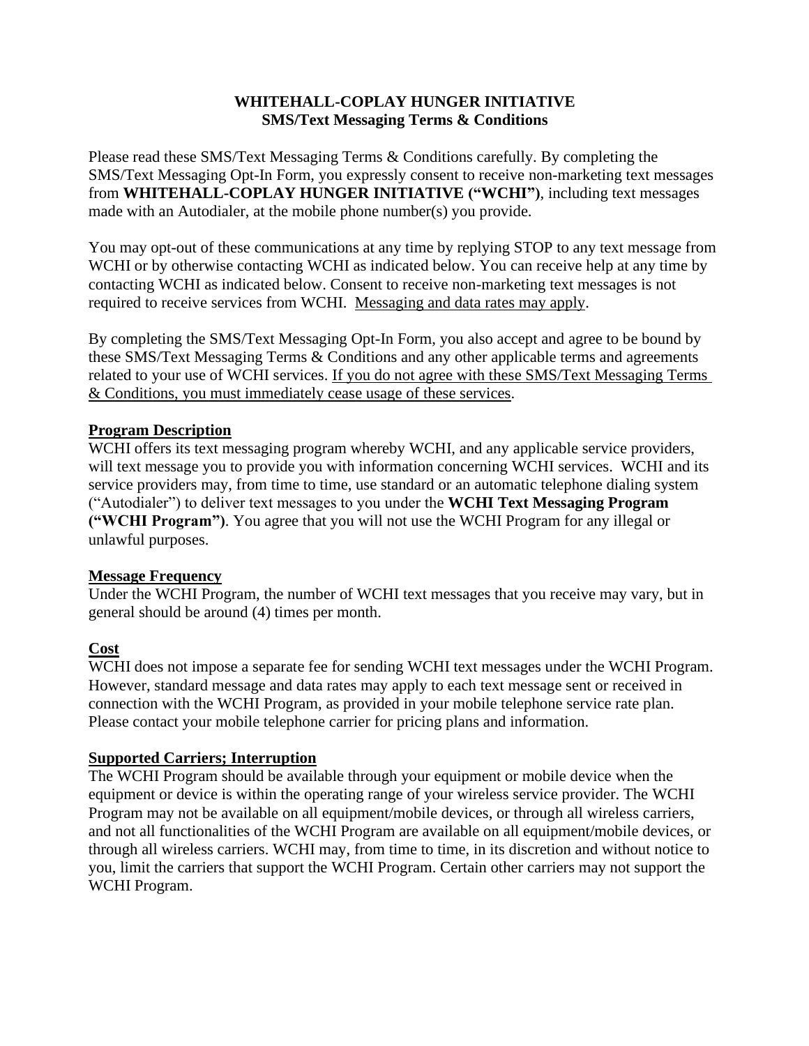# WHITEHALL-COPLAY HUNGER INITIATIVE
## SMS/Text Messaging Terms & Conditions

Please read these SMS/Text Messaging Terms & Conditions carefully. By completing the SMS/Text Messaging Opt-In Form, you expressly consent to receive non-marketing text messages from **WHITEHALL-COPLAY HUNGER INITIATIVE ("WCHI")**, including text messages made with an Autodialer, at the mobile phone number(s) you provide.

You may opt-out of these communications at any time by replying STOP to any text message from WCHI or by otherwise contacting WCHI as indicated below. You can receive help at any time by contacting WCHI as indicated below. Consent to receive non-marketing text messages is not required to receive services from WCHI. <u>Messaging and data rates may apply</u>.

By completing the SMS/Text Messaging Opt-In Form, you also accept and agree to be bound by these SMS/Text Messaging Terms & Conditions and any other applicable terms and agreements related to your use of WCHI services. <u>If you do not agree with these SMS/Text Messaging Terms & Conditions, you must immediately cease usage of these services</u>.

### Program Description

WCHI offers its text messaging program whereby WCHI, and any applicable service providers, will text message you to provide you with information concerning WCHI services. WCHI and its service providers may, from time to time, use standard or an automatic telephone dialing system ("Autodialer") to deliver text messages to you under the **WCHI Text Messaging Program ("WCHI Program")**. You agree that you will not use the WCHI Program for any illegal or unlawful purposes.

### Message Frequency

Under the WCHI Program, the number of WCHI text messages that you receive may vary, but in general should be around (4) times per month.

### Cost

WCHI does not impose a separate fee for sending WCHI text messages under the WCHI Program. However, standard message and data rates may apply to each text message sent or received in connection with the WCHI Program, as provided in your mobile telephone service rate plan. Please contact your mobile telephone carrier for pricing plans and information.

### Supported Carriers; Interruption

The WCHI Program should be available through your equipment or mobile device when the equipment or device is within the operating range of your wireless service provider. The WCHI Program may not be available on all equipment/mobile devices, or through all wireless carriers, and not all functionalities of the WCHI Program are available on all equipment/mobile devices, or through all wireless carriers. WCHI may, from time to time, in its discretion and without notice to you, limit the carriers that support the WCHI Program. Certain other carriers may not support the WCHI Program.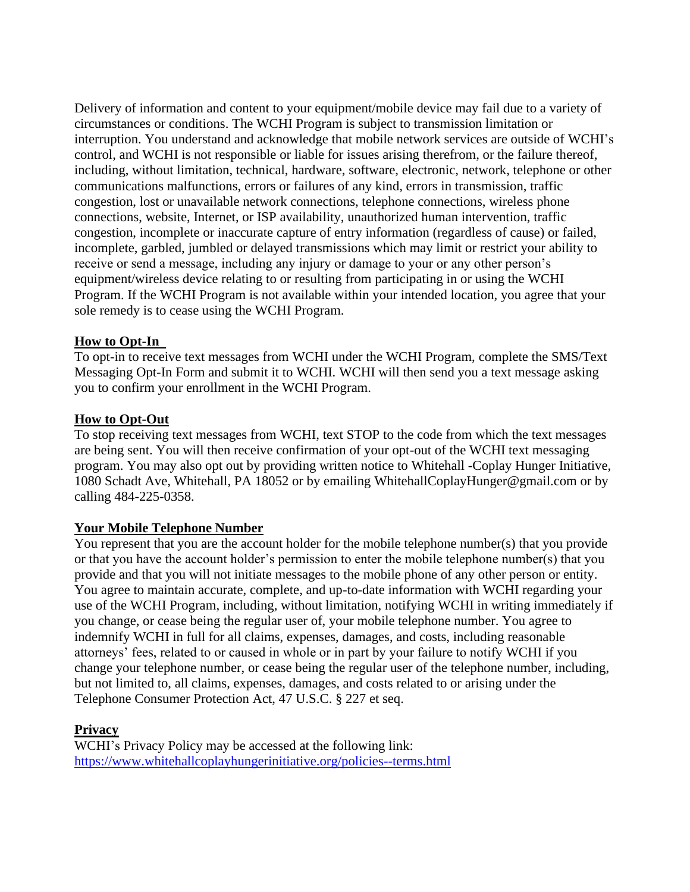Delivery of information and content to your equipment/mobile device may fail due to a variety of circumstances or conditions. The WCHI Program is subject to transmission limitation or interruption. You understand and acknowledge that mobile network services are outside of WCHI's control, and WCHI is not responsible or liable for issues arising therefrom, or the failure thereof, including, without limitation, technical, hardware, software, electronic, network, telephone or other communications malfunctions, errors or failures of any kind, errors in transmission, traffic congestion, lost or unavailable network connections, telephone connections, wireless phone connections, website, Internet, or ISP availability, unauthorized human intervention, traffic congestion, incomplete or inaccurate capture of entry information (regardless of cause) or failed, incomplete, garbled, jumbled or delayed transmissions which may limit or restrict your ability to receive or send a message, including any injury or damage to your or any other person's equipment/wireless device relating to or resulting from participating in or using the WCHI Program. If the WCHI Program is not available within your intended location, you agree that your sole remedy is to cease using the WCHI Program.

**How to Opt-In**

To opt-in to receive text messages from WCHI under the WCHI Program, complete the SMS/Text Messaging Opt-In Form and submit it to WCHI. WCHI will then send you a text message asking you to confirm your enrollment in the WCHI Program.

**How to Opt-Out**

To stop receiving text messages from WCHI, text STOP to the code from which the text messages are being sent. You will then receive confirmation of your opt-out of the WCHI text messaging program. You may also opt out by providing written notice to Whitehall -Coplay Hunger Initiative, 1080 Schadt Ave, Whitehall, PA 18052 or by emailing WhitehallCoplayHunger@gmail.com or by calling 484-225-0358.

**Your Mobile Telephone Number**

You represent that you are the account holder for the mobile telephone number(s) that you provide or that you have the account holder's permission to enter the mobile telephone number(s) that you provide and that you will not initiate messages to the mobile phone of any other person or entity. You agree to maintain accurate, complete, and up-to-date information with WCHI regarding your use of the WCHI Program, including, without limitation, notifying WCHI in writing immediately if you change, or cease being the regular user of, your mobile telephone number. You agree to indemnify WCHI in full for all claims, expenses, damages, and costs, including reasonable attorneys' fees, related to or caused in whole or in part by your failure to notify WCHI if you change your telephone number, or cease being the regular user of the telephone number, including, but not limited to, all claims, expenses, damages, and costs related to or arising under the Telephone Consumer Protection Act, 47 U.S.C. § 227 et seq.

**Privacy**

WCHI's Privacy Policy may be accessed at the following link:
https://www.whitehallcoplayhungerinitiative.org/policies--terms.html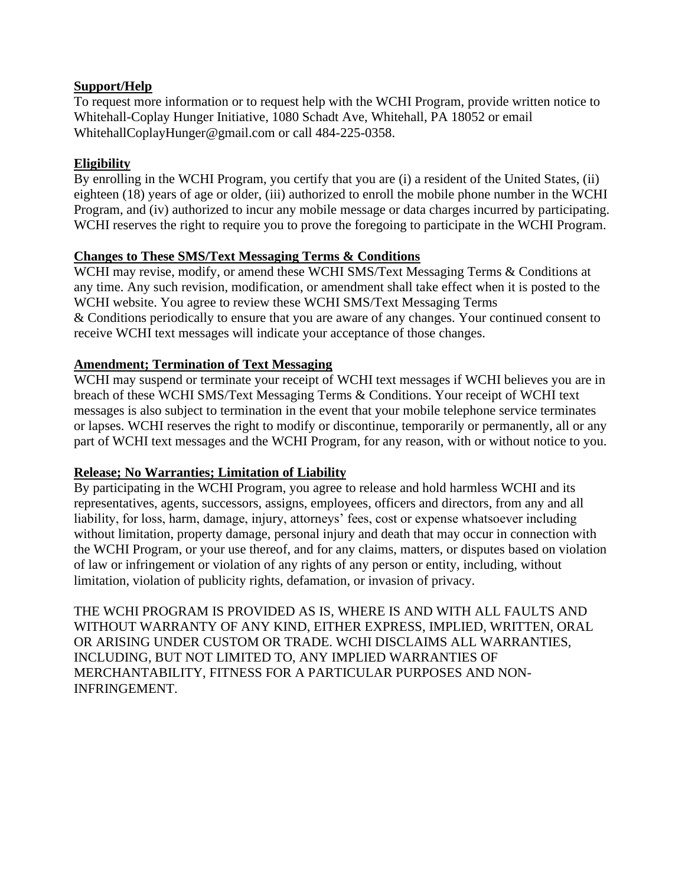**Support/Help**

To request more information or to request help with the WCHI Program, provide written notice to Whitehall-Coplay Hunger Initiative, 1080 Schadt Ave, Whitehall, PA 18052 or email WhitehallCoplayHunger@gmail.com or call 484-225-0358.

**Eligibility**

By enrolling in the WCHI Program, you certify that you are (i) a resident of the United States, (ii) eighteen (18) years of age or older, (iii) authorized to enroll the mobile phone number in the WCHI Program, and (iv) authorized to incur any mobile message or data charges incurred by participating. WCHI reserves the right to require you to prove the foregoing to participate in the WCHI Program.

**Changes to These SMS/Text Messaging Terms & Conditions**

WCHI may revise, modify, or amend these WCHI SMS/Text Messaging Terms & Conditions at any time. Any such revision, modification, or amendment shall take effect when it is posted to the WCHI website. You agree to review these WCHI SMS/Text Messaging Terms & Conditions periodically to ensure that you are aware of any changes. Your continued consent to receive WCHI text messages will indicate your acceptance of those changes.

**Amendment; Termination of Text Messaging**

WCHI may suspend or terminate your receipt of WCHI text messages if WCHI believes you are in breach of these WCHI SMS/Text Messaging Terms & Conditions. Your receipt of WCHI text messages is also subject to termination in the event that your mobile telephone service terminates or lapses. WCHI reserves the right to modify or discontinue, temporarily or permanently, all or any part of WCHI text messages and the WCHI Program, for any reason, with or without notice to you.

**Release; No Warranties; Limitation of Liability**

By participating in the WCHI Program, you agree to release and hold harmless WCHI and its representatives, agents, successors, assigns, employees, officers and directors, from any and all liability, for loss, harm, damage, injury, attorneys' fees, cost or expense whatsoever including without limitation, property damage, personal injury and death that may occur in connection with the WCHI Program, or your use thereof, and for any claims, matters, or disputes based on violation of law or infringement or violation of any rights of any person or entity, including, without limitation, violation of publicity rights, defamation, or invasion of privacy.

THE WCHI PROGRAM IS PROVIDED AS IS, WHERE IS AND WITH ALL FAULTS AND WITHOUT WARRANTY OF ANY KIND, EITHER EXPRESS, IMPLIED, WRITTEN, ORAL OR ARISING UNDER CUSTOM OR TRADE. WCHI DISCLAIMS ALL WARRANTIES, INCLUDING, BUT NOT LIMITED TO, ANY IMPLIED WARRANTIES OF MERCHANTABILITY, FITNESS FOR A PARTICULAR PURPOSES AND NON-INFRINGEMENT.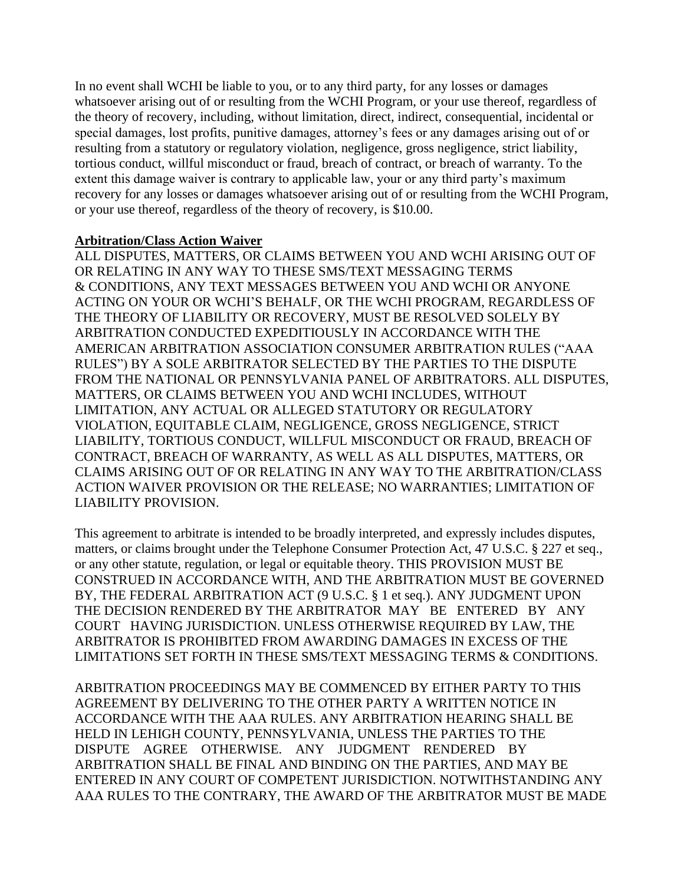In no event shall WCHI be liable to you, or to any third party, for any losses or damages whatsoever arising out of or resulting from the WCHI Program, or your use thereof, regardless of the theory of recovery, including, without limitation, direct, indirect, consequential, incidental or special damages, lost profits, punitive damages, attorney's fees or any damages arising out of or resulting from a statutory or regulatory violation, negligence, gross negligence, strict liability, tortious conduct, willful misconduct or fraud, breach of contract, or breach of warranty. To the extent this damage waiver is contrary to applicable law, your or any third party's maximum recovery for any losses or damages whatsoever arising out of or resulting from the WCHI Program, or your use thereof, regardless of the theory of recovery, is $10.00.

**Arbitration/Class Action Waiver**

ALL DISPUTES, MATTERS, OR CLAIMS BETWEEN YOU AND WCHI ARISING OUT OF OR RELATING IN ANY WAY TO THESE SMS/TEXT MESSAGING TERMS & CONDITIONS, ANY TEXT MESSAGES BETWEEN YOU AND WCHI OR ANYONE ACTING ON YOUR OR WCHI'S BEHALF, OR THE WCHI PROGRAM, REGARDLESS OF THE THEORY OF LIABILITY OR RECOVERY, MUST BE RESOLVED SOLELY BY ARBITRATION CONDUCTED EXPEDITIOUSLY IN ACCORDANCE WITH THE AMERICAN ARBITRATION ASSOCIATION CONSUMER ARBITRATION RULES ("AAA RULES") BY A SOLE ARBITRATOR SELECTED BY THE PARTIES TO THE DISPUTE FROM THE NATIONAL OR PENNSYLVANIA PANEL OF ARBITRATORS. ALL DISPUTES, MATTERS, OR CLAIMS BETWEEN YOU AND WCHI INCLUDES, WITHOUT LIMITATION, ANY ACTUAL OR ALLEGED STATUTORY OR REGULATORY VIOLATION, EQUITABLE CLAIM, NEGLIGENCE, GROSS NEGLIGENCE, STRICT LIABILITY, TORTIOUS CONDUCT, WILLFUL MISCONDUCT OR FRAUD, BREACH OF CONTRACT, BREACH OF WARRANTY, AS WELL AS ALL DISPUTES, MATTERS, OR CLAIMS ARISING OUT OF OR RELATING IN ANY WAY TO THE ARBITRATION/CLASS ACTION WAIVER PROVISION OR THE RELEASE; NO WARRANTIES; LIMITATION OF LIABILITY PROVISION.

This agreement to arbitrate is intended to be broadly interpreted, and expressly includes disputes, matters, or claims brought under the Telephone Consumer Protection Act, 47 U.S.C. § 227 et seq., or any other statute, regulation, or legal or equitable theory. THIS PROVISION MUST BE CONSTRUED IN ACCORDANCE WITH, AND THE ARBITRATION MUST BE GOVERNED BY, THE FEDERAL ARBITRATION ACT (9 U.S.C. § 1 et seq.). ANY JUDGMENT UPON THE DECISION RENDERED BY THE ARBITRATOR MAY BE ENTERED BY ANY COURT HAVING JURISDICTION. UNLESS OTHERWISE REQUIRED BY LAW, THE ARBITRATOR IS PROHIBITED FROM AWARDING DAMAGES IN EXCESS OF THE LIMITATIONS SET FORTH IN THESE SMS/TEXT MESSAGING TERMS & CONDITIONS.

ARBITRATION PROCEEDINGS MAY BE COMMENCED BY EITHER PARTY TO THIS AGREEMENT BY DELIVERING TO THE OTHER PARTY A WRITTEN NOTICE IN ACCORDANCE WITH THE AAA RULES. ANY ARBITRATION HEARING SHALL BE HELD IN LEHIGH COUNTY, PENNSYLVANIA, UNLESS THE PARTIES TO THE DISPUTE AGREE OTHERWISE. ANY JUDGMENT RENDERED BY ARBITRATION SHALL BE FINAL AND BINDING ON THE PARTIES, AND MAY BE ENTERED IN ANY COURT OF COMPETENT JURISDICTION. NOTWITHSTANDING ANY AAA RULES TO THE CONTRARY, THE AWARD OF THE ARBITRATOR MUST BE MADE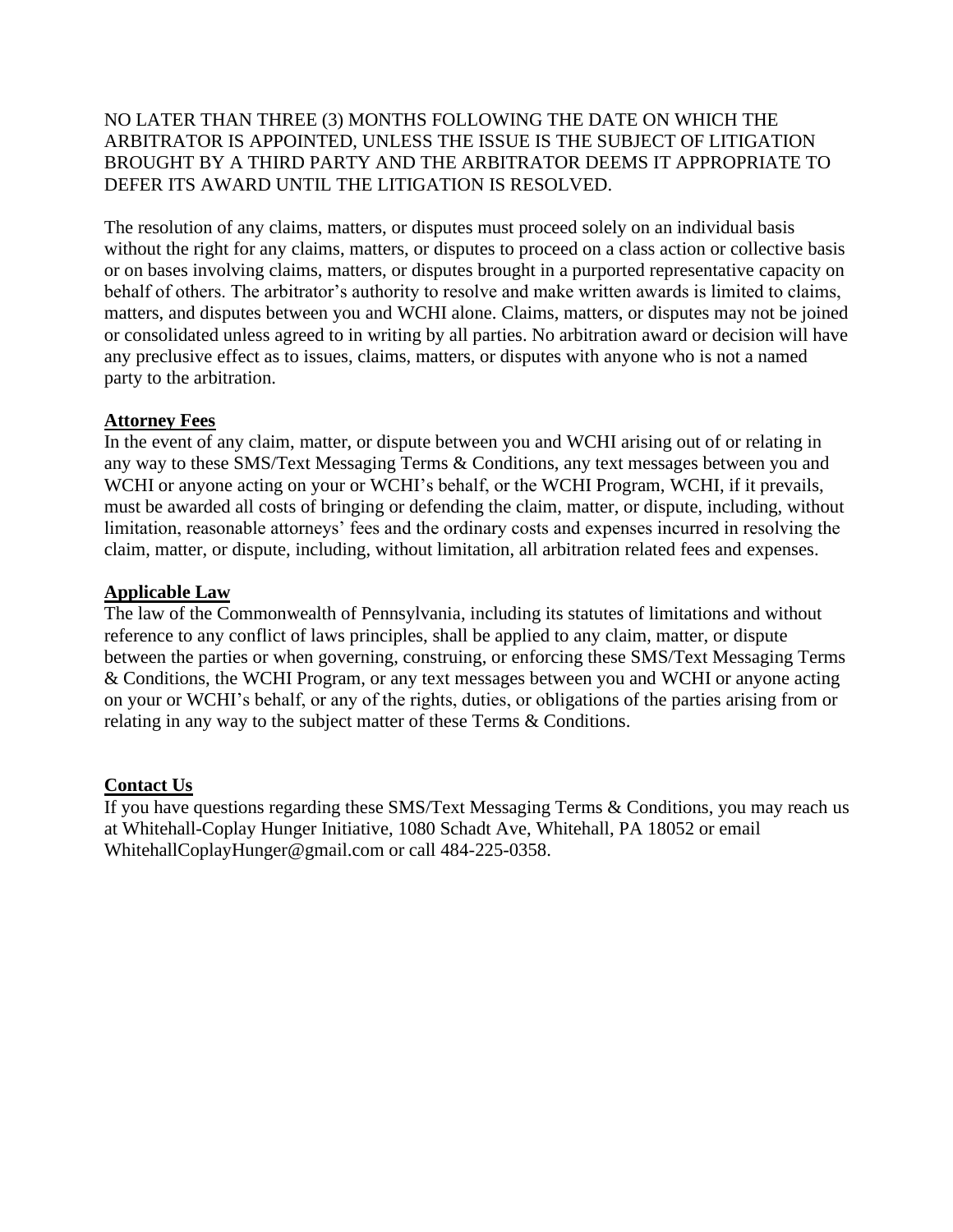NO LATER THAN THREE (3) MONTHS FOLLOWING THE DATE ON WHICH THE ARBITRATOR IS APPOINTED, UNLESS THE ISSUE IS THE SUBJECT OF LITIGATION BROUGHT BY A THIRD PARTY AND THE ARBITRATOR DEEMS IT APPROPRIATE TO DEFER ITS AWARD UNTIL THE LITIGATION IS RESOLVED.

The resolution of any claims, matters, or disputes must proceed solely on an individual basis without the right for any claims, matters, or disputes to proceed on a class action or collective basis or on bases involving claims, matters, or disputes brought in a purported representative capacity on behalf of others. The arbitrator's authority to resolve and make written awards is limited to claims, matters, and disputes between you and WCHI alone. Claims, matters, or disputes may not be joined or consolidated unless agreed to in writing by all parties. No arbitration award or decision will have any preclusive effect as to issues, claims, matters, or disputes with anyone who is not a named party to the arbitration.

**Attorney Fees**

In the event of any claim, matter, or dispute between you and WCHI arising out of or relating in any way to these SMS/Text Messaging Terms & Conditions, any text messages between you and WCHI or anyone acting on your or WCHI's behalf, or the WCHI Program, WCHI, if it prevails, must be awarded all costs of bringing or defending the claim, matter, or dispute, including, without limitation, reasonable attorneys' fees and the ordinary costs and expenses incurred in resolving the claim, matter, or dispute, including, without limitation, all arbitration related fees and expenses.

**Applicable Law**

The law of the Commonwealth of Pennsylvania, including its statutes of limitations and without reference to any conflict of laws principles, shall be applied to any claim, matter, or dispute between the parties or when governing, construing, or enforcing these SMS/Text Messaging Terms & Conditions, the WCHI Program, or any text messages between you and WCHI or anyone acting on your or WCHI's behalf, or any of the rights, duties, or obligations of the parties arising from or relating in any way to the subject matter of these Terms & Conditions.

**Contact Us**

If you have questions regarding these SMS/Text Messaging Terms & Conditions, you may reach us at Whitehall-Coplay Hunger Initiative, 1080 Schadt Ave, Whitehall, PA 18052 or email WhitehallCoplayHunger@gmail.com or call 484-225-0358.